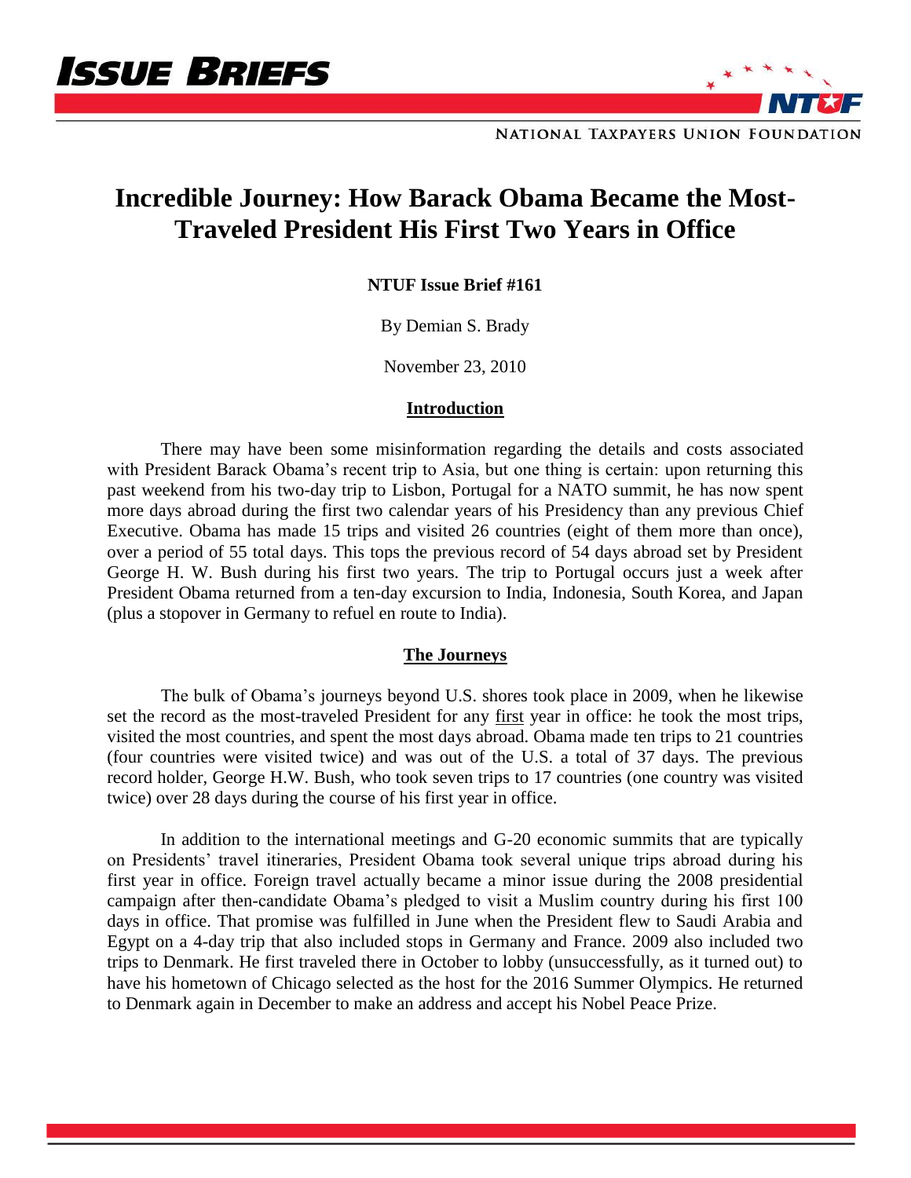# Incredible Journey: How Barack Obama Became the Most-Traveled President His First Two Years in Office

**NTUF Issue Brief #161**

By Demian S. Brady

November 23, 2010

## Introduction

There may have been some misinformation regarding the details and costs associated with President Barack Obama's recent trip to Asia, but one thing is certain: upon returning this past weekend from his two-day trip to Lisbon, Portugal for a NATO summit, he has now spent more days abroad during the first two calendar years of his Presidency than any previous Chief Executive. Obama has made 15 trips and visited 26 countries (eight of them more than once), over a period of 55 total days. This tops the previous record of 54 days abroad set by President George H. W. Bush during his first two years. The trip to Portugal occurs just a week after President Obama returned from a ten-day excursion to India, Indonesia, South Korea, and Japan (plus a stopover in Germany to refuel en route to India).

## The Journeys

The bulk of Obama's journeys beyond U.S. shores took place in 2009, when he likewise set the record as the most-traveled President for any first year in office: he took the most trips, visited the most countries, and spent the most days abroad. Obama made ten trips to 21 countries (four countries were visited twice) and was out of the U.S. a total of 37 days. The previous record holder, George H.W. Bush, who took seven trips to 17 countries (one country was visited twice) over 28 days during the course of his first year in office.

In addition to the international meetings and G-20 economic summits that are typically on Presidents' travel itineraries, President Obama took several unique trips abroad during his first year in office. Foreign travel actually became a minor issue during the 2008 presidential campaign after then-candidate Obama's pledged to visit a Muslim country during his first 100 days in office. That promise was fulfilled in June when the President flew to Saudi Arabia and Egypt on a 4-day trip that also included stops in Germany and France. 2009 also included two trips to Denmark. He first traveled there in October to lobby (unsuccessfully, as it turned out) to have his hometown of Chicago selected as the host for the 2016 Summer Olympics. He returned to Denmark again in December to make an address and accept his Nobel Peace Prize.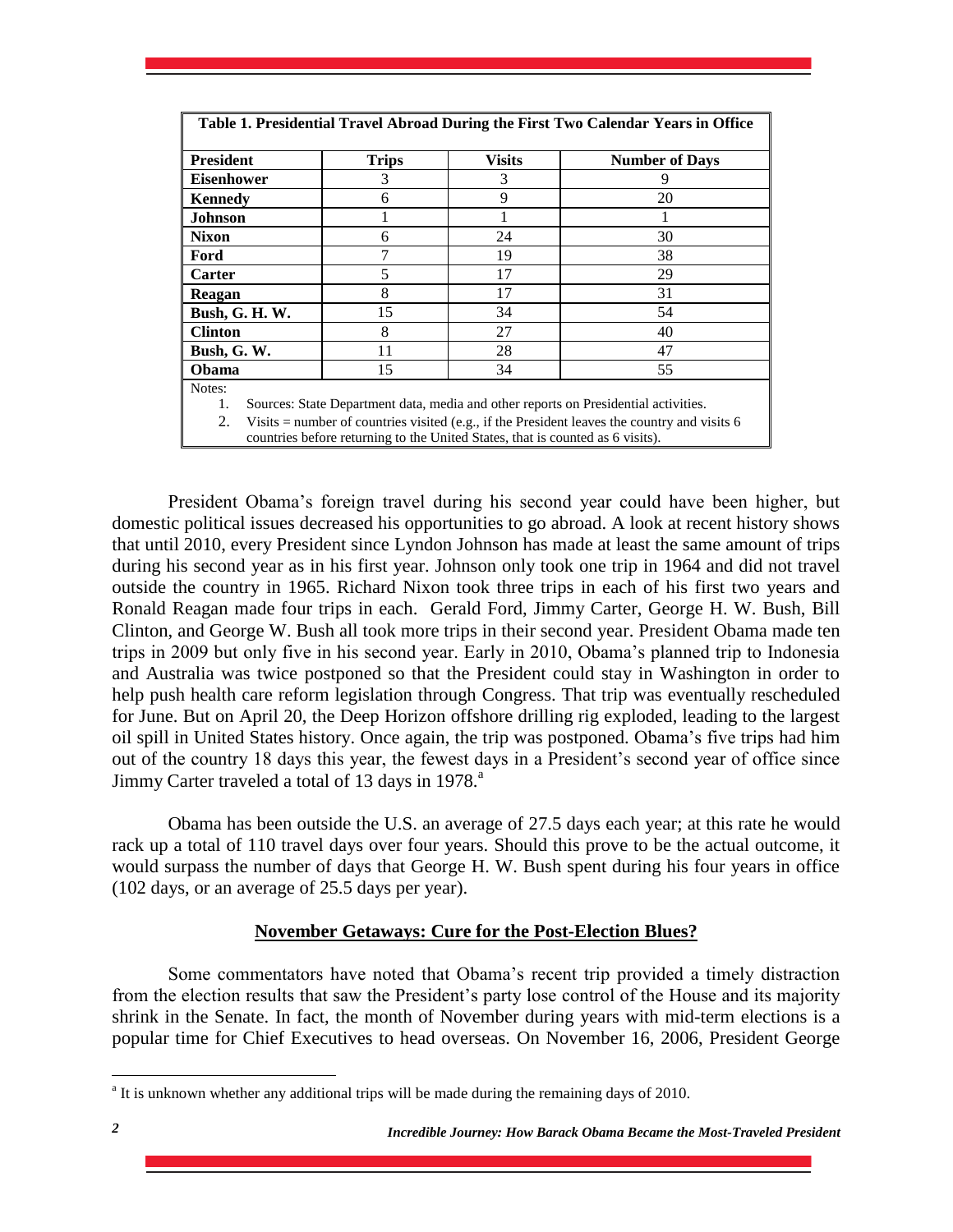**Table 1. Presidential Travel Abroad During the First Two Calendar Years in Office**

| President | Trips | Visits | Number of Days |
|---|---|---|---|
| Eisenhower | 3 | 3 | 9 |
| Kennedy | 6 | 9 | 20 |
| Johnson | 1 | 1 | 1 |
| Nixon | 6 | 24 | 30 |
| Ford | 7 | 19 | 38 |
| Carter | 5 | 17 | 29 |
| Reagan | 8 | 17 | 31 |
| Bush, G. H. W. | 15 | 34 | 54 |
| Clinton | 8 | 27 | 40 |
| Bush, G. W. | 11 | 28 | 47 |
| Obama | 15 | 34 | 55 |

Notes:

1. Sources: State Department data, media and other reports on Presidential activities.
2. Visits = number of countries visited (e.g., if the President leaves the country and visits 6 countries before returning to the United States, that is counted as 6 visits).

President Obama's foreign travel during his second year could have been higher, but domestic political issues decreased his opportunities to go abroad. A look at recent history shows that until 2010, every President since Lyndon Johnson has made at least the same amount of trips during his second year as in his first year. Johnson only took one trip in 1964 and did not travel outside the country in 1965. Richard Nixon took three trips in each of his first two years and Ronald Reagan made four trips in each. Gerald Ford, Jimmy Carter, George H. W. Bush, Bill Clinton, and George W. Bush all took more trips in their second year. President Obama made ten trips in 2009 but only five in his second year. Early in 2010, Obama's planned trip to Indonesia and Australia was twice postponed so that the President could stay in Washington in order to help push health care reform legislation through Congress. That trip was eventually rescheduled for June. But on April 20, the Deep Horizon offshore drilling rig exploded, leading to the largest oil spill in United States history. Once again, the trip was postponed. Obama's five trips had him out of the country 18 days this year, the fewest days in a President's second year of office since Jimmy Carter traveled a total of 13 days in 1978.[a]

Obama has been outside the U.S. an average of 27.5 days each year; at this rate he would rack up a total of 110 travel days over four years. Should this prove to be the actual outcome, it would surpass the number of days that George H. W. Bush spent during his four years in office (102 days, or an average of 25.5 days per year).

## November Getaways: Cure for the Post-Election Blues?

Some commentators have noted that Obama's recent trip provided a timely distraction from the election results that saw the President's party lose control of the House and its majority shrink in the Senate. In fact, the month of November during years with mid-term elections is a popular time for Chief Executives to head overseas. On November 16, 2006, President George

[a] It is unknown whether any additional trips will be made during the remaining days of 2010.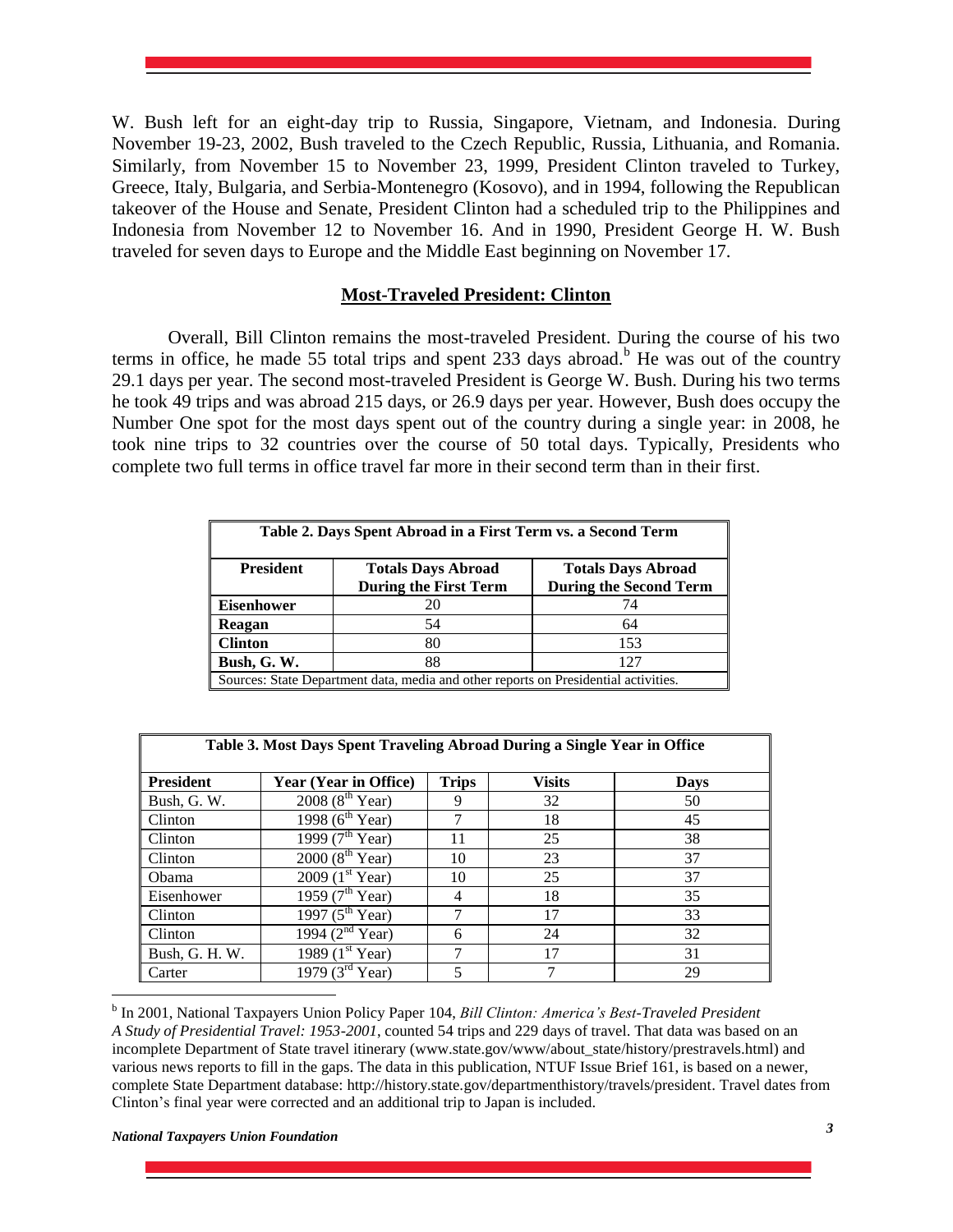W. Bush left for an eight-day trip to Russia, Singapore, Vietnam, and Indonesia. During November 19-23, 2002, Bush traveled to the Czech Republic, Russia, Lithuania, and Romania. Similarly, from November 15 to November 23, 1999, President Clinton traveled to Turkey, Greece, Italy, Bulgaria, and Serbia-Montenegro (Kosovo), and in 1994, following the Republican takeover of the House and Senate, President Clinton had a scheduled trip to the Philippines and Indonesia from November 12 to November 16. And in 1990, President George H. W. Bush traveled for seven days to Europe and the Middle East beginning on November 17.

## Most-Traveled President: Clinton

Overall, Bill Clinton remains the most-traveled President. During the course of his two terms in office, he made 55 total trips and spent 233 days abroad.[b] He was out of the country 29.1 days per year. The second most-traveled President is George W. Bush. During his two terms he took 49 trips and was abroad 215 days, or 26.9 days per year. However, Bush does occupy the Number One spot for the most days spent out of the country during a single year: in 2008, he took nine trips to 32 countries over the course of 50 total days. Typically, Presidents who complete two full terms in office travel far more in their second term than in their first.

**Table 2. Days Spent Abroad in a First Term vs. a Second Term**

| President | Totals Days Abroad During the First Term | Totals Days Abroad During the Second Term |
|---|---|---|
| **Eisenhower** | 20 | 74 |
| **Reagan** | 54 | 64 |
| **Clinton** | 80 | 153 |
| **Bush, G. W.** | 88 | 127 |

Sources: State Department data, media and other reports on Presidential activities.

**Table 3. Most Days Spent Traveling Abroad During a Single Year in Office**

| President | Year (Year in Office) | Trips | Visits | Days |
|---|---|---|---|---|
| Bush, G. W. | 2008 (8th Year) | 9 | 32 | 50 |
| Clinton | 1998 (6th Year) | 7 | 18 | 45 |
| Clinton | 1999 (7th Year) | 11 | 25 | 38 |
| Clinton | 2000 (8th Year) | 10 | 23 | 37 |
| Obama | 2009 (1st Year) | 10 | 25 | 37 |
| Eisenhower | 1959 (7th Year) | 4 | 18 | 35 |
| Clinton | 1997 (5th Year) | 7 | 17 | 33 |
| Clinton | 1994 (2nd Year) | 6 | 24 | 32 |
| Bush, G. H. W. | 1989 (1st Year) | 7 | 17 | 31 |
| Carter | 1979 (3rd Year) | 5 | 7 | 29 |

[b] In 2001, National Taxpayers Union Policy Paper 104, *Bill Clinton: America's Best-Traveled President A Study of Presidential Travel: 1953-2001*, counted 54 trips and 229 days of travel. That data was based on an incomplete Department of State travel itinerary (www.state.gov/www/about_state/history/prestravels.html) and various news reports to fill in the gaps. The data in this publication, NTUF Issue Brief 161, is based on a newer, complete State Department database: http://history.state.gov/departmenthistory/travels/president. Travel dates from Clinton's final year were corrected and an additional trip to Japan is included.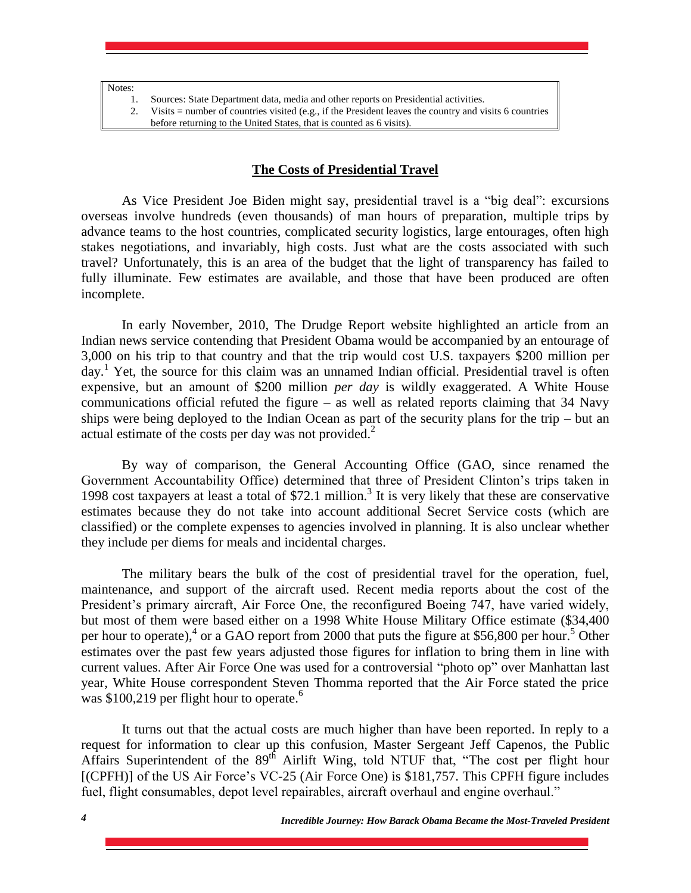Notes:

1. Sources: State Department data, media and other reports on Presidential activities.
2. Visits = number of countries visited (e.g., if the President leaves the country and visits 6 countries before returning to the United States, that is counted as 6 visits).

## The Costs of Presidential Travel

As Vice President Joe Biden might say, presidential travel is a "big deal": excursions overseas involve hundreds (even thousands) of man hours of preparation, multiple trips by advance teams to the host countries, complicated security logistics, large entourages, often high stakes negotiations, and invariably, high costs. Just what are the costs associated with such travel? Unfortunately, this is an area of the budget that the light of transparency has failed to fully illuminate. Few estimates are available, and those that have been produced are often incomplete.

In early November, 2010, The Drudge Report website highlighted an article from an Indian news service contending that President Obama would be accompanied by an entourage of 3,000 on his trip to that country and that the trip would cost U.S. taxpayers $200 million per day.[1] Yet, the source for this claim was an unnamed Indian official. Presidential travel is often expensive, but an amount of $200 million *per day* is wildly exaggerated. A White House communications official refuted the figure – as well as related reports claiming that 34 Navy ships were being deployed to the Indian Ocean as part of the security plans for the trip – but an actual estimate of the costs per day was not provided.[2]

By way of comparison, the General Accounting Office (GAO, since renamed the Government Accountability Office) determined that three of President Clinton's trips taken in 1998 cost taxpayers at least a total of $72.1 million.[3] It is very likely that these are conservative estimates because they do not take into account additional Secret Service costs (which are classified) or the complete expenses to agencies involved in planning. It is also unclear whether they include per diems for meals and incidental charges.

The military bears the bulk of the cost of presidential travel for the operation, fuel, maintenance, and support of the aircraft used. Recent media reports about the cost of the President's primary aircraft, Air Force One, the reconfigured Boeing 747, have varied widely, but most of them were based either on a 1998 White House Military Office estimate ($34,400 per hour to operate),[4] or a GAO report from 2000 that puts the figure at $56,800 per hour.[5] Other estimates over the past few years adjusted those figures for inflation to bring them in line with current values. After Air Force One was used for a controversial "photo op" over Manhattan last year, White House correspondent Steven Thomma reported that the Air Force stated the price was $100,219 per flight hour to operate.[6]

It turns out that the actual costs are much higher than have been reported. In reply to a request for information to clear up this confusion, Master Sergeant Jeff Capenos, the Public Affairs Superintendent of the 89th Airlift Wing, told NTUF that, "The cost per flight hour [(CPFH)] of the US Air Force's VC-25 (Air Force One) is $181,757. This CPFH figure includes fuel, flight consumables, depot level repairables, aircraft overhaul and engine overhaul."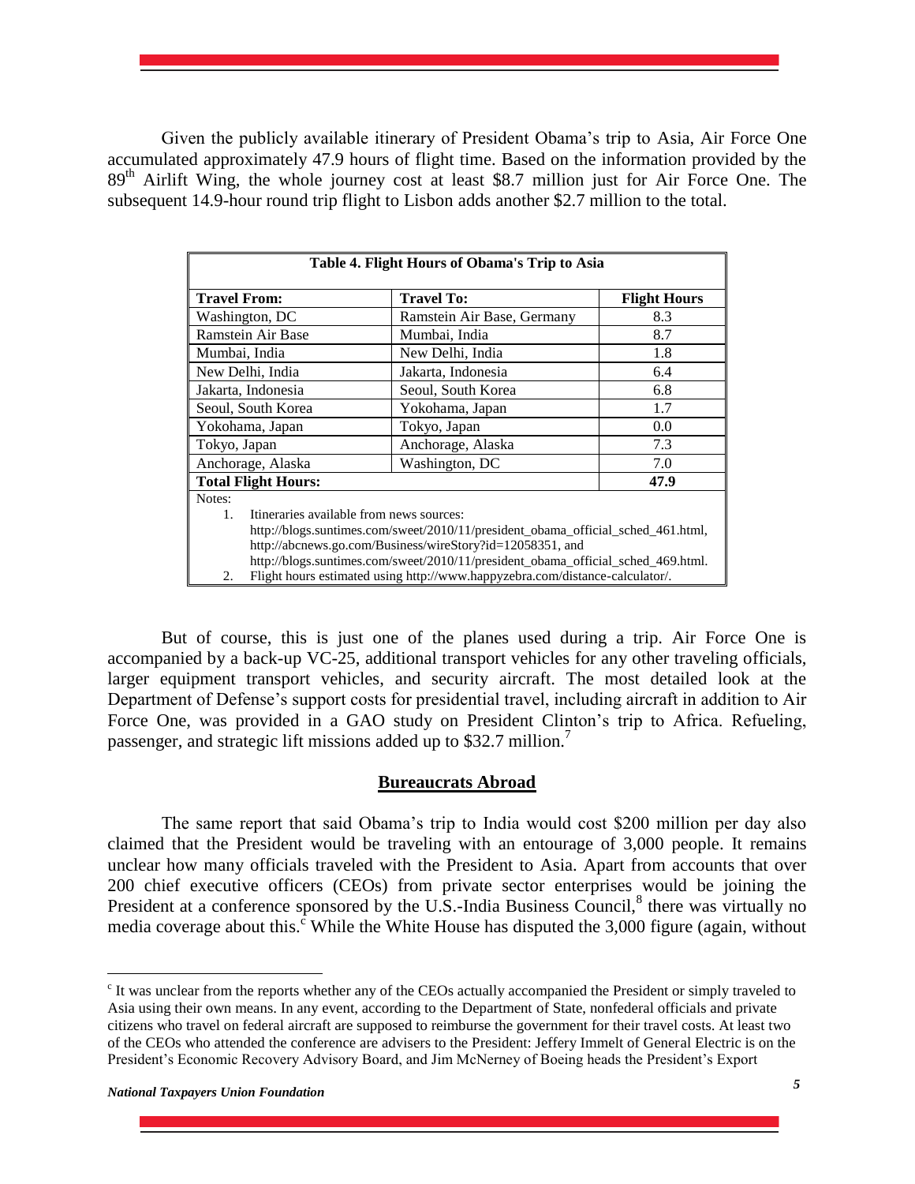Given the publicly available itinerary of President Obama's trip to Asia, Air Force One accumulated approximately 47.9 hours of flight time. Based on the information provided by the 89th Airlift Wing, the whole journey cost at least $8.7 million just for Air Force One. The subsequent 14.9-hour round trip flight to Lisbon adds another $2.7 million to the total.

**Table 4. Flight Hours of Obama's Trip to Asia**

| Travel From: | Travel To: | Flight Hours |
|---|---|---|
| Washington, DC | Ramstein Air Base, Germany | 8.3 |
| Ramstein Air Base | Mumbai, India | 8.7 |
| Mumbai, India | New Delhi, India | 1.8 |
| New Delhi, India | Jakarta, Indonesia | 6.4 |
| Jakarta, Indonesia | Seoul, South Korea | 6.8 |
| Seoul, South Korea | Yokohama, Japan | 1.7 |
| Yokohama, Japan | Tokyo, Japan | 0.0 |
| Tokyo, Japan | Anchorage, Alaska | 7.3 |
| Anchorage, Alaska | Washington, DC | 7.0 |
| **Total Flight Hours:** | | **47.9** |

Notes:

1. Itineraries available from news sources: http://blogs.suntimes.com/sweet/2010/11/president_obama_official_sched_461.html, http://abcnews.go.com/Business/wireStory?id=12058351, and http://blogs.suntimes.com/sweet/2010/11/president_obama_official_sched_469.html.
2. Flight hours estimated using http://www.happyzebra.com/distance-calculator/.

But of course, this is just one of the planes used during a trip. Air Force One is accompanied by a back-up VC-25, additional transport vehicles for any other traveling officials, larger equipment transport vehicles, and security aircraft. The most detailed look at the Department of Defense's support costs for presidential travel, including aircraft in addition to Air Force One, was provided in a GAO study on President Clinton's trip to Africa. Refueling, passenger, and strategic lift missions added up to $32.7 million.[7]

## Bureaucrats Abroad

The same report that said Obama's trip to India would cost $200 million per day also claimed that the President would be traveling with an entourage of 3,000 people. It remains unclear how many officials traveled with the President to Asia. Apart from accounts that over 200 chief executive officers (CEOs) from private sector enterprises would be joining the President at a conference sponsored by the U.S.-India Business Council,[8] there was virtually no media coverage about this.[c] While the White House has disputed the 3,000 figure (again, without

[c] It was unclear from the reports whether any of the CEOs actually accompanied the President or simply traveled to Asia using their own means. In any event, according to the Department of State, nonfederal officials and private citizens who travel on federal aircraft are supposed to reimburse the government for their travel costs. At least two of the CEOs who attended the conference are advisers to the President: Jeffery Immelt of General Electric is on the President's Economic Recovery Advisory Board, and Jim McNerney of Boeing heads the President's Export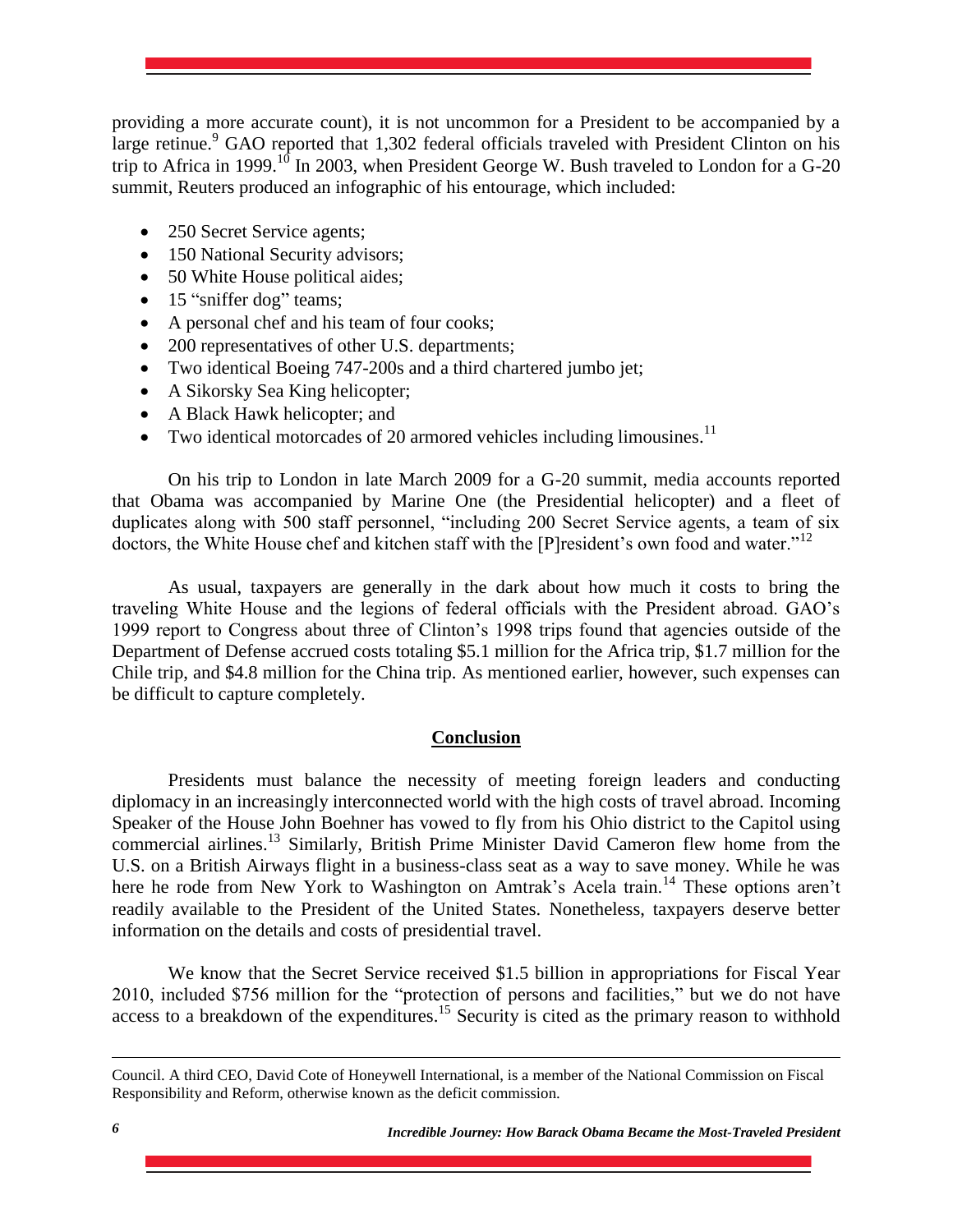providing a more accurate count), it is not uncommon for a President to be accompanied by a large retinue.[9] GAO reported that 1,302 federal officials traveled with President Clinton on his trip to Africa in 1999.[10] In 2003, when President George W. Bush traveled to London for a G-20 summit, Reuters produced an infographic of his entourage, which included:

- 250 Secret Service agents;
- 150 National Security advisors;
- 50 White House political aides;
- 15 "sniffer dog" teams;
- A personal chef and his team of four cooks;
- 200 representatives of other U.S. departments;
- Two identical Boeing 747-200s and a third chartered jumbo jet;
- A Sikorsky Sea King helicopter;
- A Black Hawk helicopter; and
- Two identical motorcades of 20 armored vehicles including limousines.[11]

On his trip to London in late March 2009 for a G-20 summit, media accounts reported that Obama was accompanied by Marine One (the Presidential helicopter) and a fleet of duplicates along with 500 staff personnel, "including 200 Secret Service agents, a team of six doctors, the White House chef and kitchen staff with the [P]resident's own food and water."[12]

As usual, taxpayers are generally in the dark about how much it costs to bring the traveling White House and the legions of federal officials with the President abroad. GAO's 1999 report to Congress about three of Clinton's 1998 trips found that agencies outside of the Department of Defense accrued costs totaling $5.1 million for the Africa trip, $1.7 million for the Chile trip, and $4.8 million for the China trip. As mentioned earlier, however, such expenses can be difficult to capture completely.

## Conclusion

Presidents must balance the necessity of meeting foreign leaders and conducting diplomacy in an increasingly interconnected world with the high costs of travel abroad. Incoming Speaker of the House John Boehner has vowed to fly from his Ohio district to the Capitol using commercial airlines.[13] Similarly, British Prime Minister David Cameron flew home from the U.S. on a British Airways flight in a business-class seat as a way to save money. While he was here he rode from New York to Washington on Amtrak's Acela train.[14] These options aren't readily available to the President of the United States. Nonetheless, taxpayers deserve better information on the details and costs of presidential travel.

We know that the Secret Service received $1.5 billion in appropriations for Fiscal Year 2010, included $756 million for the "protection of persons and facilities," but we do not have access to a breakdown of the expenditures.[15] Security is cited as the primary reason to withhold

---

Council. A third CEO, David Cote of Honeywell International, is a member of the National Commission on Fiscal Responsibility and Reform, otherwise known as the deficit commission.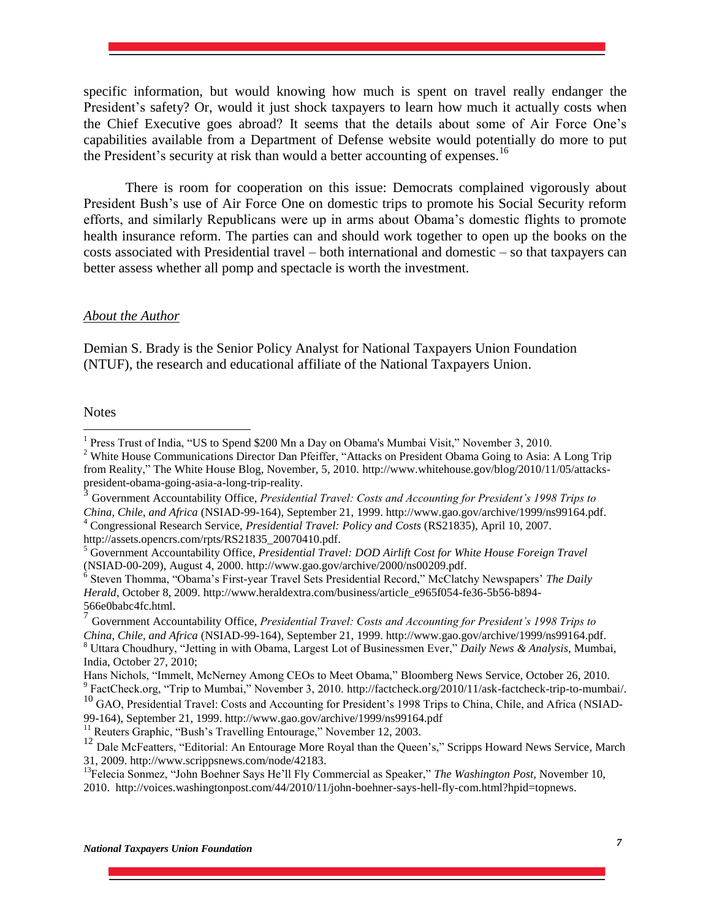specific information, but would knowing how much is spent on travel really endanger the President's safety? Or, would it just shock taxpayers to learn how much it actually costs when the Chief Executive goes abroad? It seems that the details about some of Air Force One's capabilities available from a Department of Defense website would potentially do more to put the President's security at risk than would a better accounting of expenses.[16]

There is room for cooperation on this issue: Democrats complained vigorously about President Bush's use of Air Force One on domestic trips to promote his Social Security reform efforts, and similarly Republicans were up in arms about Obama's domestic flights to promote health insurance reform. The parties can and should work together to open up the books on the costs associated with Presidential travel – both international and domestic – so that taxpayers can better assess whether all pomp and spectacle is worth the investment.

*About the Author*

Demian S. Brady is the Senior Policy Analyst for National Taxpayers Union Foundation (NTUF), the research and educational affiliate of the National Taxpayers Union.

Notes

[1] Press Trust of India, "US to Spend $200 Mn a Day on Obama's Mumbai Visit," November 3, 2010.

[2] White House Communications Director Dan Pfeiffer, "Attacks on President Obama Going to Asia: A Long Trip from Reality," The White House Blog, November, 5, 2010. http://www.whitehouse.gov/blog/2010/11/05/attacks-president-obama-going-asia-a-long-trip-reality.

[3] Government Accountability Office, *Presidential Travel: Costs and Accounting for President's 1998 Trips to China, Chile, and Africa* (NSIAD-99-164), September 21, 1999. http://www.gao.gov/archive/1999/ns99164.pdf.

[4] Congressional Research Service, *Presidential Travel: Policy and Costs* (RS21835), April 10, 2007. http://assets.opencrs.com/rpts/RS21835_20070410.pdf.

[5] Government Accountability Office, *Presidential Travel: DOD Airlift Cost for White House Foreign Travel* (NSIAD-00-209), August 4, 2000. http://www.gao.gov/archive/2000/ns00209.pdf.

[6] Steven Thomma, "Obama's First-year Travel Sets Presidential Record," McClatchy Newspapers' *The Daily Herald*, October 8, 2009. http://www.heraldextra.com/business/article_e965f054-fe36-5b56-b894-566e0babc4fc.html.

[7] Government Accountability Office, *Presidential Travel: Costs and Accounting for President's 1998 Trips to China, Chile, and Africa* (NSIAD-99-164), September 21, 1999. http://www.gao.gov/archive/1999/ns99164.pdf.

[8] Uttara Choudhury, "Jetting in with Obama, Largest Lot of Businessmen Ever," *Daily News & Analysis*, Mumbai, India, October 27, 2010;

Hans Nichols, "Immelt, McNerney Among CEOs to Meet Obama," Bloomberg News Service, October 26, 2010.

[9] FactCheck.org, "Trip to Mumbai," November 3, 2010. http://factcheck.org/2010/11/ask-factcheck-trip-to-mumbai/.

[10] GAO, Presidential Travel: Costs and Accounting for President's 1998 Trips to China, Chile, and Africa (NSIAD-99-164), September 21, 1999. http://www.gao.gov/archive/1999/ns99164.pdf

[11] Reuters Graphic, "Bush's Travelling Entourage," November 12, 2003.

[12] Dale McFeatters, "Editorial: An Entourage More Royal than the Queen's," Scripps Howard News Service, March 31, 2009. http://www.scrippsnews.com/node/42183.

[13] Felecia Sonmez, "John Boehner Says He'll Fly Commercial as Speaker," *The Washington Post*, November 10, 2010. http://voices.washingtonpost.com/44/2010/11/john-boehner-says-hell-fly-com.html?hpid=topnews.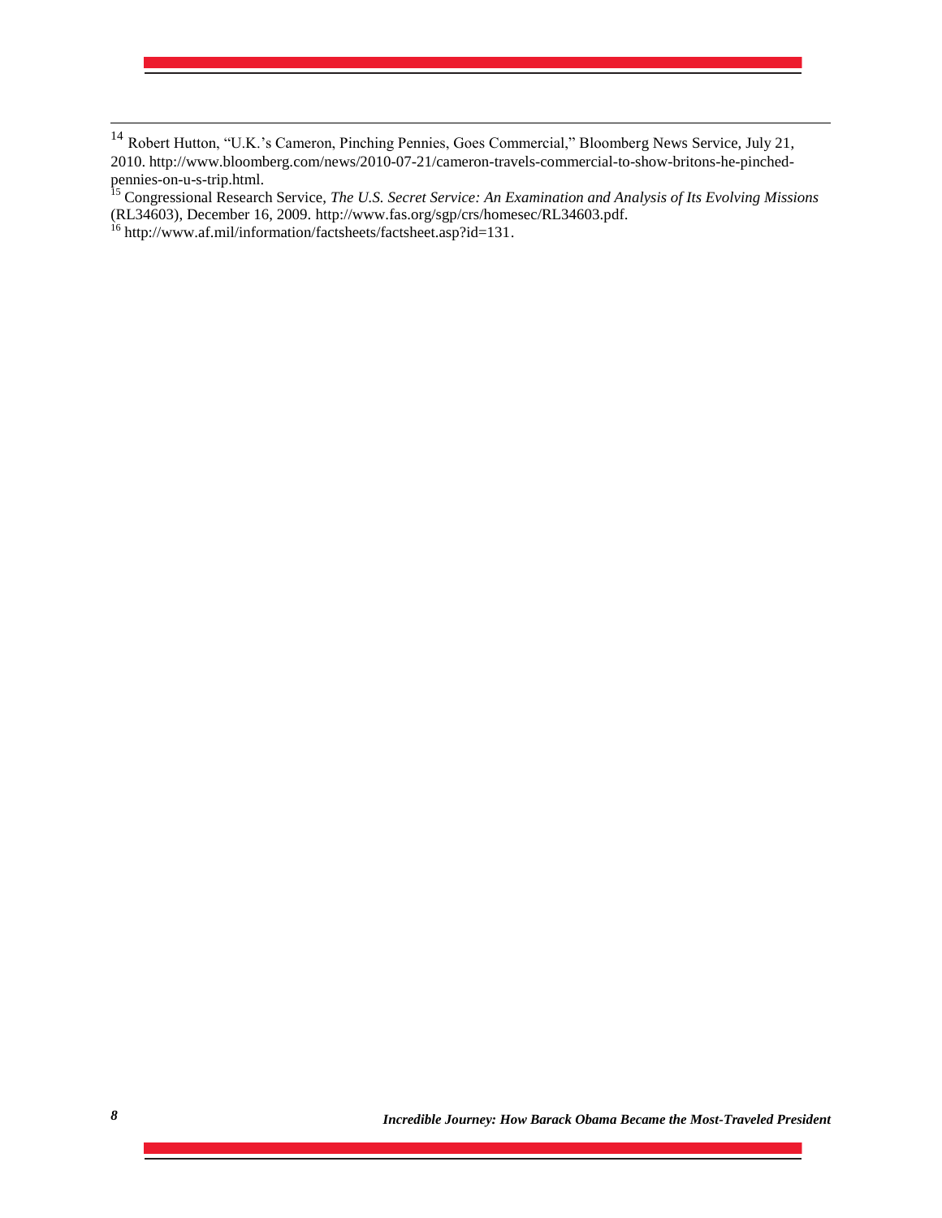[14] Robert Hutton, "U.K.'s Cameron, Pinching Pennies, Goes Commercial," Bloomberg News Service, July 21, 2010. http://www.bloomberg.com/news/2010-07-21/cameron-travels-commercial-to-show-britons-he-pinched-pennies-on-u-s-trip.html.

[15] Congressional Research Service, *The U.S. Secret Service: An Examination and Analysis of Its Evolving Missions* (RL34603), December 16, 2009. http://www.fas.org/sgp/crs/homesec/RL34603.pdf.

[16] http://www.af.mil/information/factsheets/factsheet.asp?id=131.